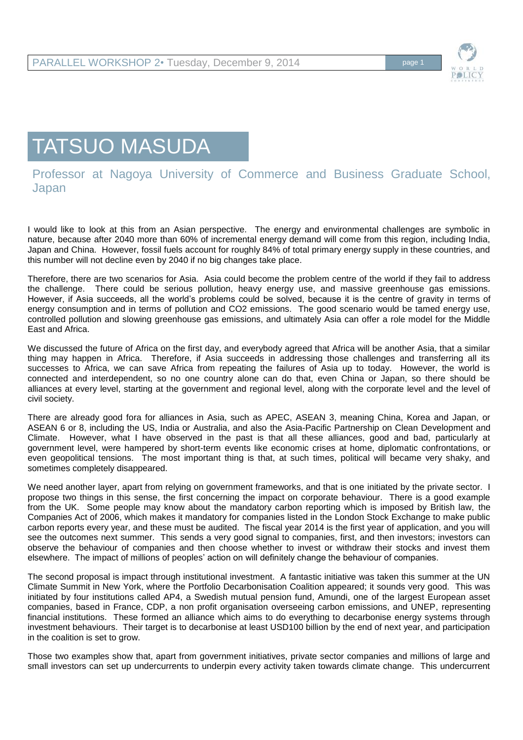# TATSUO MASUDA

## Professor at Nagoya University of Commerce and Business Graduate School, Japan

I would like to look at this from an Asian perspective. The energy and environmental challenges are symbolic in nature, because after 2040 more than 60% of incremental energy demand will come from this region, including India, Japan and China. However, fossil fuels account for roughly 84% of total primary energy supply in these countries, and this number will not decline even by 2040 if no big changes take place.

Therefore, there are two scenarios for Asia. Asia could become the problem centre of the world if they fail to address the challenge. There could be serious pollution, heavy energy use, and massive greenhouse gas emissions. However, if Asia succeeds, all the world's problems could be solved, because it is the centre of gravity in terms of energy consumption and in terms of pollution and CO2 emissions. The good scenario would be tamed energy use, controlled pollution and slowing greenhouse gas emissions, and ultimately Asia can offer a role model for the Middle East and Africa.

We discussed the future of Africa on the first day, and everybody agreed that Africa will be another Asia, that a similar thing may happen in Africa. Therefore, if Asia succeeds in addressing those challenges and transferring all its successes to Africa, we can save Africa from repeating the failures of Asia up to today. However, the world is connected and interdependent, so no one country alone can do that, even China or Japan, so there should be alliances at every level, starting at the government and regional level, along with the corporate level and the level of civil society.

There are already good fora for alliances in Asia, such as APEC, ASEAN 3, meaning China, Korea and Japan, or ASEAN 6 or 8, including the US, India or Australia, and also the Asia-Pacific Partnership on Clean Development and Climate. However, what I have observed in the past is that all these alliances, good and bad, particularly at government level, were hampered by short-term events like economic crises at home, diplomatic confrontations, or even geopolitical tensions. The most important thing is that, at such times, political will became very shaky, and sometimes completely disappeared.

We need another layer, apart from relying on government frameworks, and that is one initiated by the private sector. I propose two things in this sense, the first concerning the impact on corporate behaviour. There is a good example from the UK. Some people may know about the mandatory carbon reporting which is imposed by British law, the Companies Act of 2006, which makes it mandatory for companies listed in the London Stock Exchange to make public carbon reports every year, and these must be audited. The fiscal year 2014 is the first year of application, and you will see the outcomes next summer. This sends a very good signal to companies, first, and then investors; investors can observe the behaviour of companies and then choose whether to invest or withdraw their stocks and invest them elsewhere. The impact of millions of peoples' action on will definitely change the behaviour of companies.

The second proposal is impact through institutional investment. A fantastic initiative was taken this summer at the UN Climate Summit in New York, where the Portfolio Decarbonisation Coalition appeared; it sounds very good. This was initiated by four institutions called AP4, a Swedish mutual pension fund, Amundi, one of the largest European asset companies, based in France, CDP, a non profit organisation overseeing carbon emissions, and UNEP, representing financial institutions. These formed an alliance which aims to do everything to decarbonise energy systems through investment behaviours. Their target is to decarbonise at least USD100 billion by the end of next year, and participation in the coalition is set to grow.

Those two examples show that, apart from government initiatives, private sector companies and millions of large and small investors can set up undercurrents to underpin every activity taken towards climate change. This undercurrent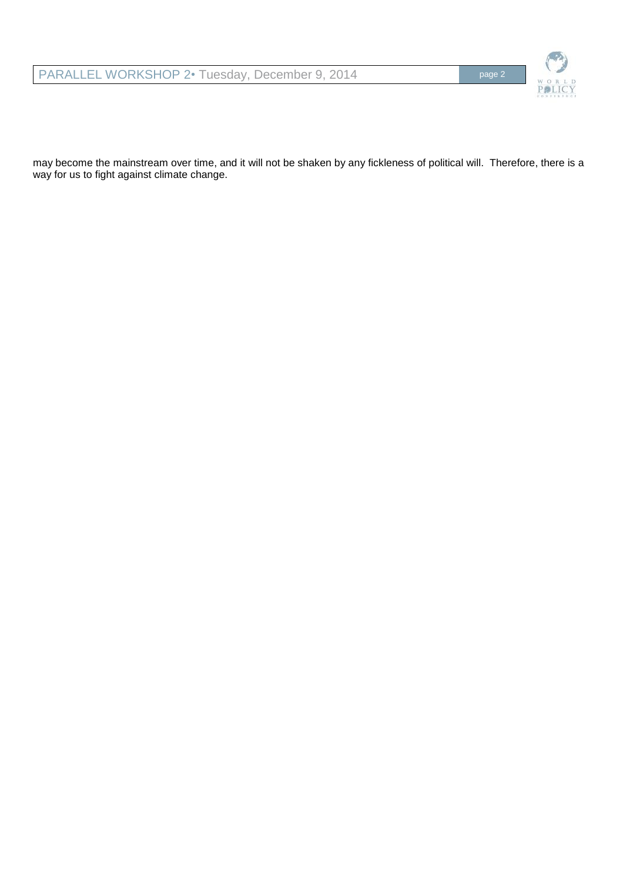may become the mainstream over time, and it will not be shaken by any fickleness of political will. Therefore, there is a way for us to fight against climate change.